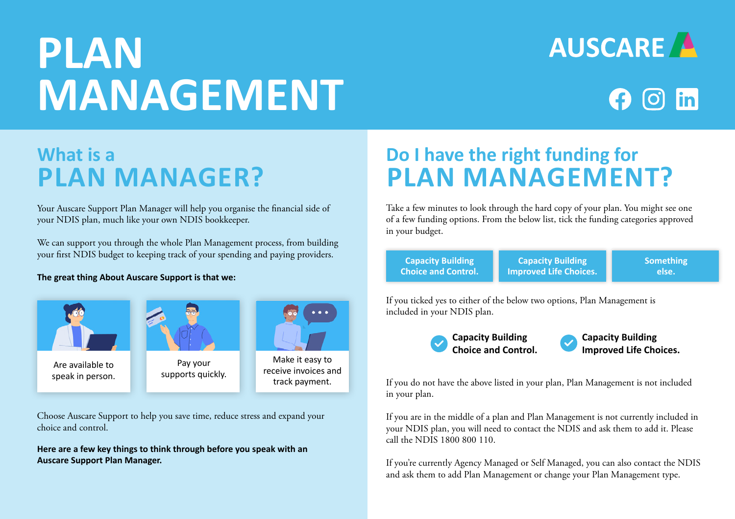# PLAN MANAGEMENT

AUSCARE

## What is a PLAN MANAGER?

Your Auscare Support Plan Manager will help you organise the financial side of your NDIS plan, much like your own NDIS bookkeeper.

We can support you through the whole Plan Management process, from building your first NDIS budget to keeping track of your spending and paying providers.

**The great thing About Auscare Support is that we:**

- Are available to speak in person.
- Pay your supports quickly.
- Make it easy to receive invoices and track payment.

Choose Auscare Support to help you save time, reduce stress and expand your choice and control.

**Here are a few key things to think through before you speak with an Auscare Support Plan Manager.**

## Do I have the right funding for PLAN MANAGEMENT?

Take a few minutes to look through the hard copy of your plan. You might see one of a few funding options. From the below list, tick the funding categories approved in your budget.

- Capacity Building Choice and Control.
- Capacity Building Improved Life Choices.
- Something else.

If you ticked yes to either of the below two options, Plan Management is included in your NDIS plan.

- ✓ **Capacity Building Choice and Control.**
- ✓ **Capacity Building Improved Life Choices.**

If you do not have the above listed in your plan, Plan Management is not included in your plan.

If you are in the middle of a plan and Plan Management is not currently included in your NDIS plan, you will need to contact the NDIS and ask them to add it. Please call the NDIS 1800 800 110.

If you're currently Agency Managed or Self Managed, you can also contact the NDIS and ask them to add Plan Management or change your Plan Management type.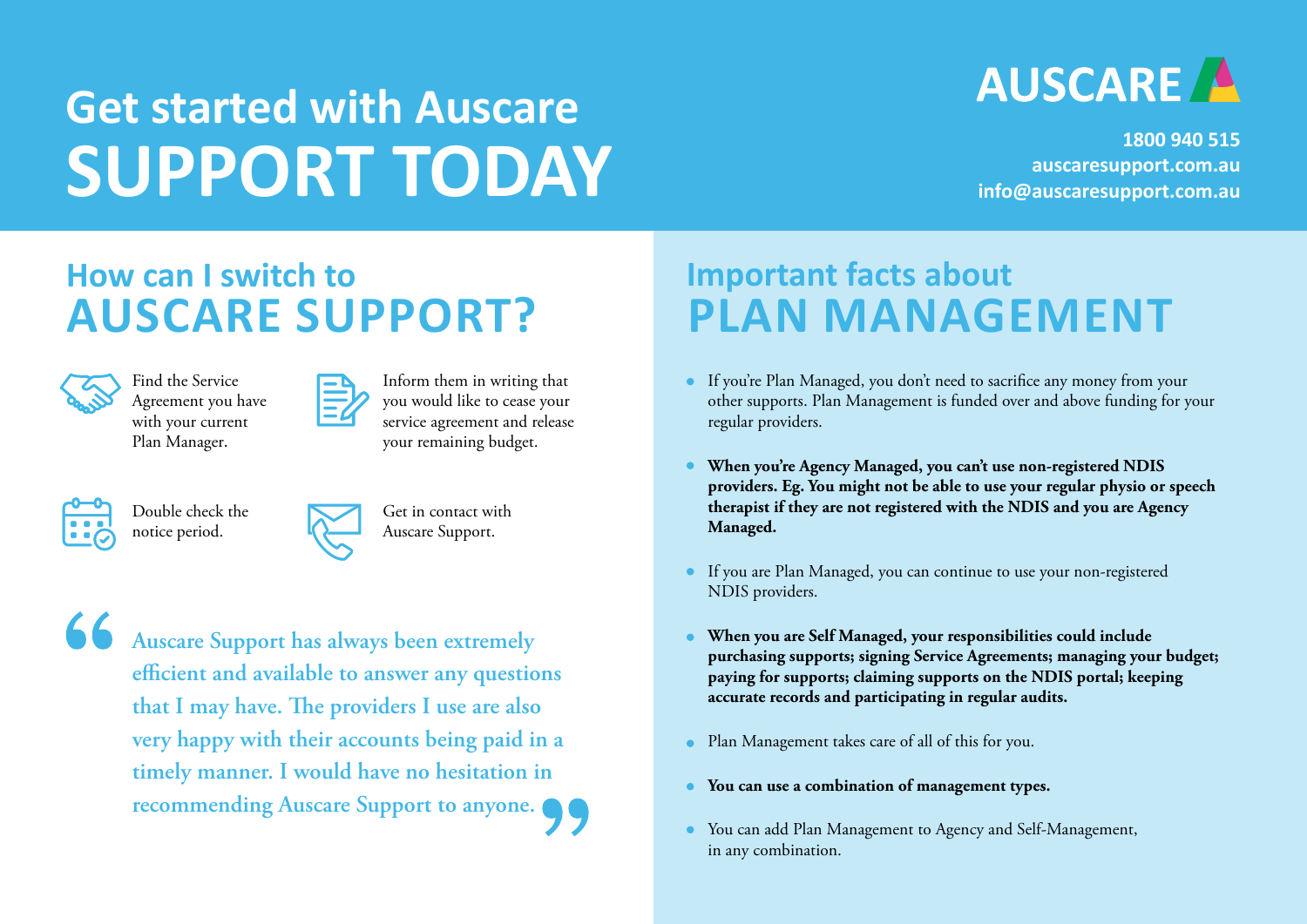# Get started with Auscare SUPPORT TODAY

AUSCARE

1800 940 515
auscaresupport.com.au
info@auscaresupport.com.au

## How can I switch to AUSCARE SUPPORT?

- Find the Service Agreement you have with your current Plan Manager.
- Inform them in writing that you would like to cease your service agreement and release your remaining budget.
- Double check the notice period.
- Get in contact with Auscare Support.

> "Auscare Support has always been extremely efficient and available to answer any questions that I may have. The providers I use are also very happy with their accounts being paid in a timely manner. I would have no hesitation in recommending Auscare Support to anyone."

## Important facts about PLAN MANAGEMENT

- If you're Plan Managed, you don't need to sacrifice any money from your other supports. Plan Management is funded over and above funding for your regular providers.
- **When you're Agency Managed, you can't use non-registered NDIS providers. Eg. You might not be able to use your regular physio or speech therapist if they are not registered with the NDIS and you are Agency Managed.**
- If you are Plan Managed, you can continue to use your non-registered NDIS providers.
- **When you are Self Managed, your responsibilities could include purchasing supports; signing Service Agreements; managing your budget; paying for supports; claiming supports on the NDIS portal; keeping accurate records and participating in regular audits.**
- Plan Management takes care of all of this for you.
- **You can use a combination of management types.**
- You can add Plan Management to Agency and Self-Management, in any combination.